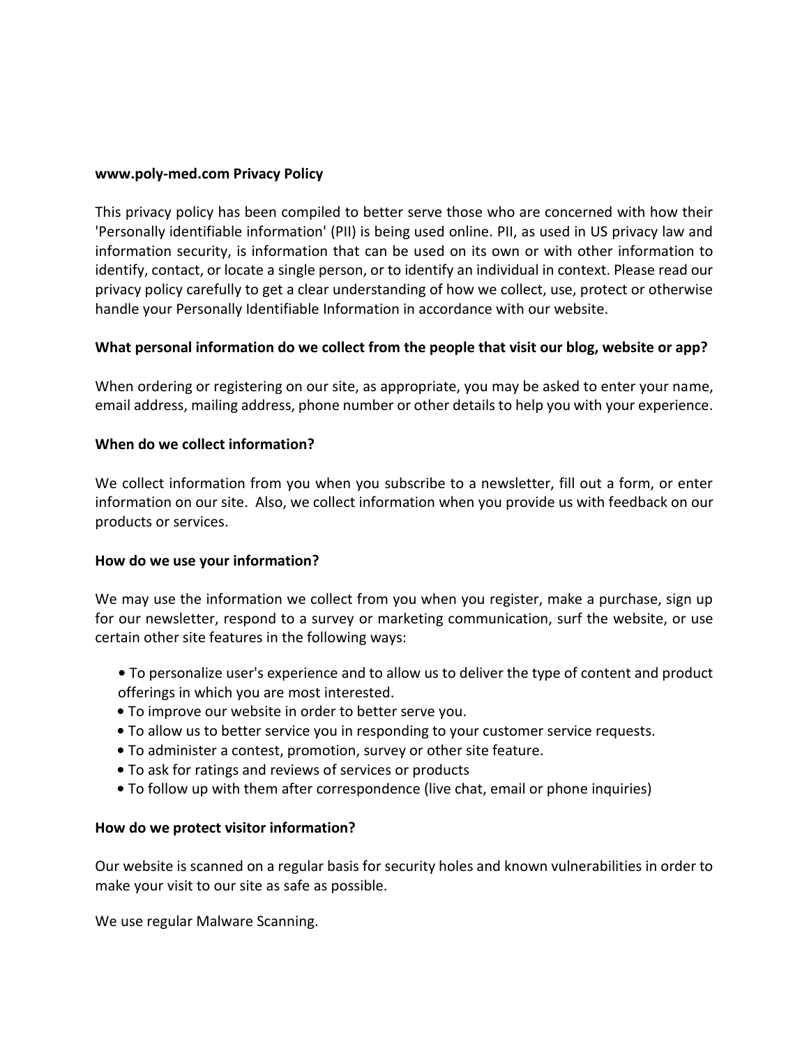# www.poly-med.com Privacy Policy

This privacy policy has been compiled to better serve those who are concerned with how their 'Personally identifiable information' (PII) is being used online. PII, as used in US privacy law and information security, is information that can be used on its own or with other information to identify, contact, or locate a single person, or to identify an individual in context. Please read our privacy policy carefully to get a clear understanding of how we collect, use, protect or otherwise handle your Personally Identifiable Information in accordance with our website.

## What personal information do we collect from the people that visit our blog, website or app?

When ordering or registering on our site, as appropriate, you may be asked to enter your name, email address, mailing address, phone number or other details to help you with your experience.

## When do we collect information?

We collect information from you when you subscribe to a newsletter, fill out a form, or enter information on our site. Also, we collect information when you provide us with feedback on our products or services.

## How do we use your information?

We may use the information we collect from you when you register, make a purchase, sign up for our newsletter, respond to a survey or marketing communication, surf the website, or use certain other site features in the following ways:

- To personalize user's experience and to allow us to deliver the type of content and product offerings in which you are most interested.
- To improve our website in order to better serve you.
- To allow us to better service you in responding to your customer service requests.
- To administer a contest, promotion, survey or other site feature.
- To ask for ratings and reviews of services or products
- To follow up with them after correspondence (live chat, email or phone inquiries)

## How do we protect visitor information?

Our website is scanned on a regular basis for security holes and known vulnerabilities in order to make your visit to our site as safe as possible.

We use regular Malware Scanning.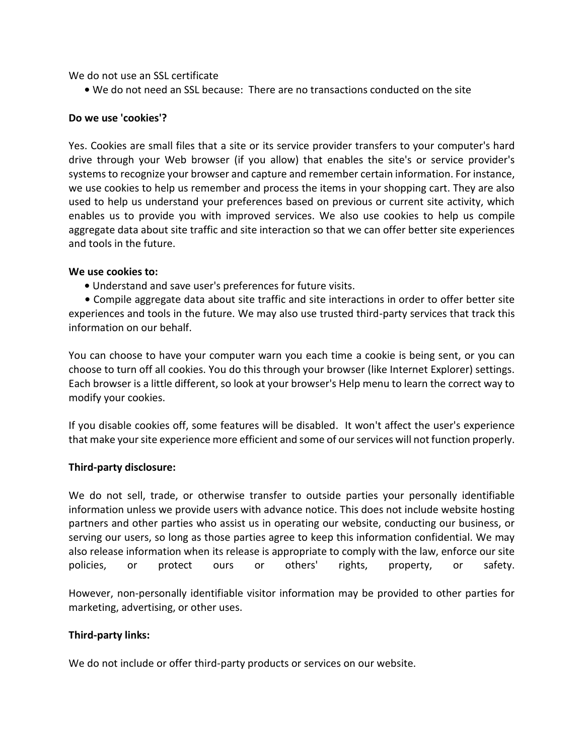We do not use an SSL certificate

- We do not need an SSL because: There are no transactions conducted on the site

**Do we use 'cookies'?**

Yes. Cookies are small files that a site or its service provider transfers to your computer's hard drive through your Web browser (if you allow) that enables the site's or service provider's systems to recognize your browser and capture and remember certain information. For instance, we use cookies to help us remember and process the items in your shopping cart. They are also used to help us understand your preferences based on previous or current site activity, which enables us to provide you with improved services. We also use cookies to help us compile aggregate data about site traffic and site interaction so that we can offer better site experiences and tools in the future.

**We use cookies to:**

- Understand and save user's preferences for future visits.
- Compile aggregate data about site traffic and site interactions in order to offer better site experiences and tools in the future. We may also use trusted third-party services that track this information on our behalf.

You can choose to have your computer warn you each time a cookie is being sent, or you can choose to turn off all cookies. You do this through your browser (like Internet Explorer) settings. Each browser is a little different, so look at your browser's Help menu to learn the correct way to modify your cookies.

If you disable cookies off, some features will be disabled. It won't affect the user's experience that make your site experience more efficient and some of our services will not function properly.

**Third-party disclosure:**

We do not sell, trade, or otherwise transfer to outside parties your personally identifiable information unless we provide users with advance notice. This does not include website hosting partners and other parties who assist us in operating our website, conducting our business, or serving our users, so long as those parties agree to keep this information confidential. We may also release information when its release is appropriate to comply with the law, enforce our site policies, or protect ours or others' rights, property, or safety.

However, non-personally identifiable visitor information may be provided to other parties for marketing, advertising, or other uses.

**Third-party links:**

We do not include or offer third-party products or services on our website.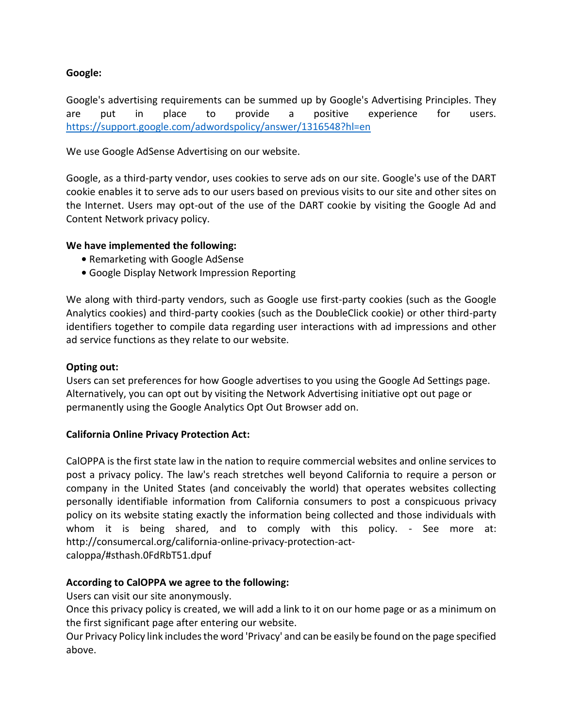**Google:**

Google's advertising requirements can be summed up by Google's Advertising Principles. They are put in place to provide a positive experience for users. https://support.google.com/adwordspolicy/answer/1316548?hl=en

We use Google AdSense Advertising on our website.

Google, as a third-party vendor, uses cookies to serve ads on our site. Google's use of the DART cookie enables it to serve ads to our users based on previous visits to our site and other sites on the Internet. Users may opt-out of the use of the DART cookie by visiting the Google Ad and Content Network privacy policy.

**We have implemented the following:**

- Remarketing with Google AdSense
- Google Display Network Impression Reporting

We along with third-party vendors, such as Google use first-party cookies (such as the Google Analytics cookies) and third-party cookies (such as the DoubleClick cookie) or other third-party identifiers together to compile data regarding user interactions with ad impressions and other ad service functions as they relate to our website.

**Opting out:**
Users can set preferences for how Google advertises to you using the Google Ad Settings page. Alternatively, you can opt out by visiting the Network Advertising initiative opt out page or permanently using the Google Analytics Opt Out Browser add on.

**California Online Privacy Protection Act:**

CalOPPA is the first state law in the nation to require commercial websites and online services to post a privacy policy. The law's reach stretches well beyond California to require a person or company in the United States (and conceivably the world) that operates websites collecting personally identifiable information from California consumers to post a conspicuous privacy policy on its website stating exactly the information being collected and those individuals with whom it is being shared, and to comply with this policy. - See more at: http://consumercal.org/california-online-privacy-protection-act-caloppa/#sthash.0FdRbT51.dpuf

**According to CalOPPA we agree to the following:**
Users can visit our site anonymously.
Once this privacy policy is created, we will add a link to it on our home page or as a minimum on the first significant page after entering our website.
Our Privacy Policy link includes the word 'Privacy' and can be easily be found on the page specified above.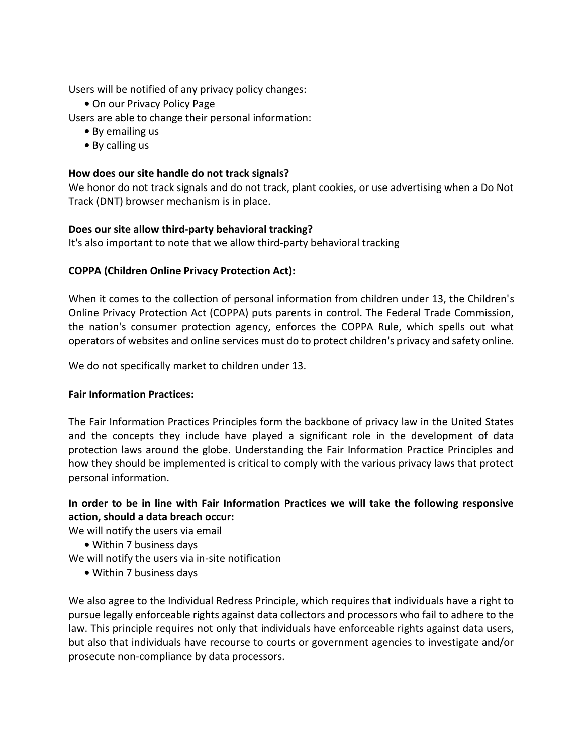Users will be notified of any privacy policy changes:

- On our Privacy Policy Page

Users are able to change their personal information:

- By emailing us
- By calling us

**How does our site handle do not track signals?**

We honor do not track signals and do not track, plant cookies, or use advertising when a Do Not Track (DNT) browser mechanism is in place.

**Does our site allow third-party behavioral tracking?**

It's also important to note that we allow third-party behavioral tracking

**COPPA (Children Online Privacy Protection Act):**

When it comes to the collection of personal information from children under 13, the Children's Online Privacy Protection Act (COPPA) puts parents in control. The Federal Trade Commission, the nation's consumer protection agency, enforces the COPPA Rule, which spells out what operators of websites and online services must do to protect children's privacy and safety online.

We do not specifically market to children under 13.

**Fair Information Practices:**

The Fair Information Practices Principles form the backbone of privacy law in the United States and the concepts they include have played a significant role in the development of data protection laws around the globe. Understanding the Fair Information Practice Principles and how they should be implemented is critical to comply with the various privacy laws that protect personal information.

**In order to be in line with Fair Information Practices we will take the following responsive action, should a data breach occur:**

We will notify the users via email

- Within 7 business days

We will notify the users via in-site notification

- Within 7 business days

We also agree to the Individual Redress Principle, which requires that individuals have a right to pursue legally enforceable rights against data collectors and processors who fail to adhere to the law. This principle requires not only that individuals have enforceable rights against data users, but also that individuals have recourse to courts or government agencies to investigate and/or prosecute non-compliance by data processors.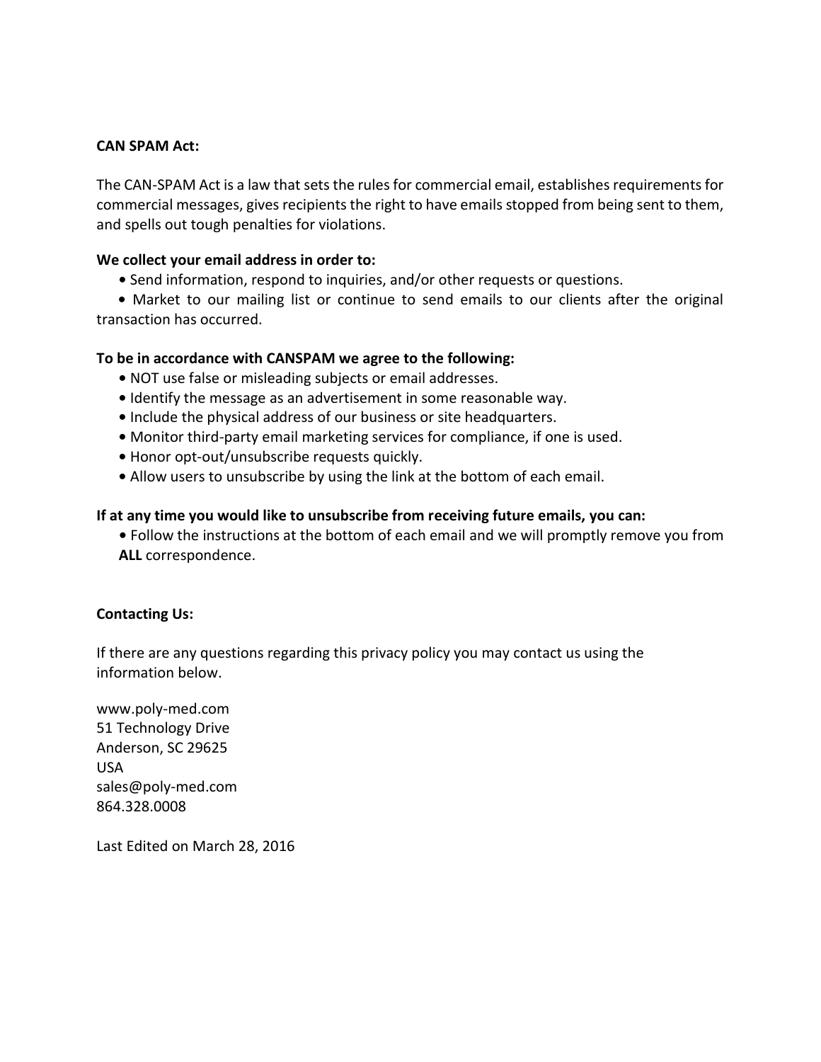**CAN SPAM Act:**

The CAN-SPAM Act is a law that sets the rules for commercial email, establishes requirements for commercial messages, gives recipients the right to have emails stopped from being sent to them, and spells out tough penalties for violations.

**We collect your email address in order to:**

- Send information, respond to inquiries, and/or other requests or questions.
- Market to our mailing list or continue to send emails to our clients after the original transaction has occurred.

**To be in accordance with CANSPAM we agree to the following:**

- NOT use false or misleading subjects or email addresses.
- Identify the message as an advertisement in some reasonable way.
- Include the physical address of our business or site headquarters.
- Monitor third-party email marketing services for compliance, if one is used.
- Honor opt-out/unsubscribe requests quickly.
- Allow users to unsubscribe by using the link at the bottom of each email.

**If at any time you would like to unsubscribe from receiving future emails, you can:**

- Follow the instructions at the bottom of each email and we will promptly remove you from **ALL** correspondence.

**Contacting Us:**

If there are any questions regarding this privacy policy you may contact us using the information below.

www.poly-med.com
51 Technology Drive
Anderson, SC 29625
USA
sales@poly-med.com
864.328.0008

Last Edited on March 28, 2016